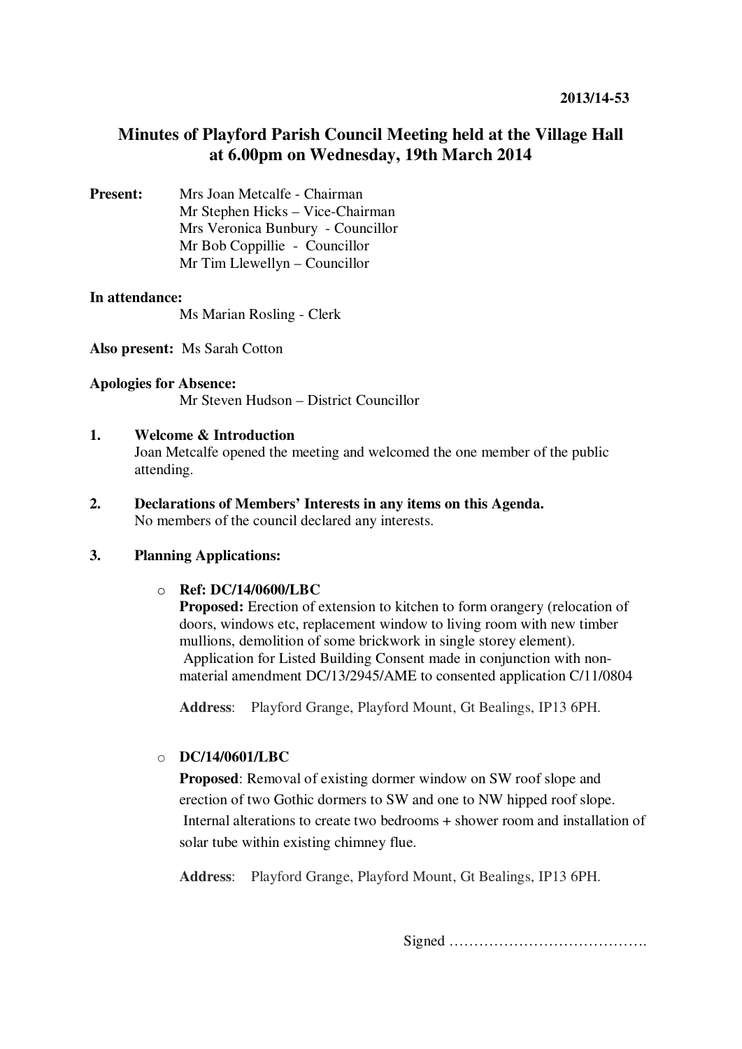2013/14-53

# Minutes of Playford Parish Council Meeting held at the Village Hall at 6.00pm on Wednesday, 19th March 2014

**Present:** Mrs Joan Metcalfe - Chairman
Mr Stephen Hicks – Vice-Chairman
Mrs Veronica Bunbury - Councillor
Mr Bob Coppillie - Councillor
Mr Tim Llewellyn – Councillor

**In attendance:**
Ms Marian Rosling - Clerk

**Also present:** Ms Sarah Cotton

**Apologies for Absence:**
Mr Steven Hudson – District Councillor

**1. Welcome & Introduction**
Joan Metcalfe opened the meeting and welcomed the one member of the public attending.

**2. Declarations of Members' Interests in any items on this Agenda.**
No members of the council declared any interests.

**3. Planning Applications:**

- **Ref: DC/14/0600/LBC**
  **Proposed:** Erection of extension to kitchen to form orangery (relocation of doors, windows etc, replacement window to living room with new timber mullions, demolition of some brickwork in single storey element). Application for Listed Building Consent made in conjunction with non-material amendment DC/13/2945/AME to consented application C/11/0804

  **Address**: Playford Grange, Playford Mount, Gt Bealings, IP13 6PH.

- **DC/14/0601/LBC**
  **Proposed**: Removal of existing dormer window on SW roof slope and erection of two Gothic dormers to SW and one to NW hipped roof slope. Internal alterations to create two bedrooms + shower room and installation of solar tube within existing chimney flue.

  **Address**: Playford Grange, Playford Mount, Gt Bealings, IP13 6PH.

Signed ………………………………….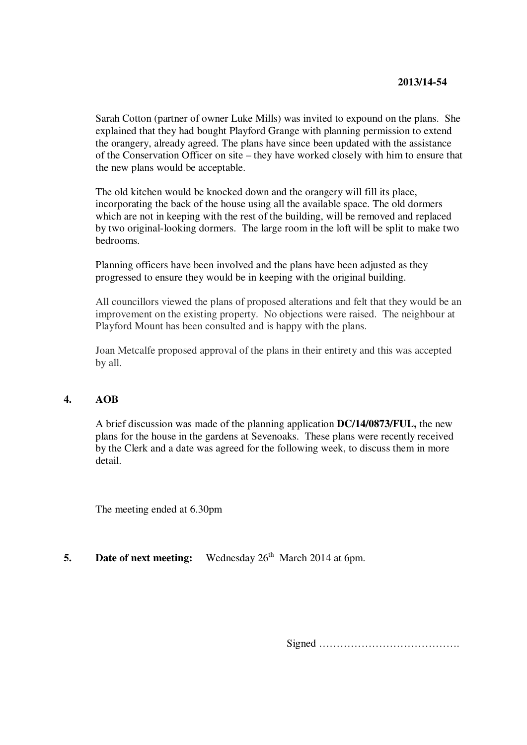Sarah Cotton (partner of owner Luke Mills) was invited to expound on the plans. She explained that they had bought Playford Grange with planning permission to extend the orangery, already agreed. The plans have since been updated with the assistance of the Conservation Officer on site – they have worked closely with him to ensure that the new plans would be acceptable.

The old kitchen would be knocked down and the orangery will fill its place, incorporating the back of the house using all the available space. The old dormers which are not in keeping with the rest of the building, will be removed and replaced by two original-looking dormers. The large room in the loft will be split to make two bedrooms.

Planning officers have been involved and the plans have been adjusted as they progressed to ensure they would be in keeping with the original building.

All councillors viewed the plans of proposed alterations and felt that they would be an improvement on the existing property. No objections were raised. The neighbour at Playford Mount has been consulted and is happy with the plans.

Joan Metcalfe proposed approval of the plans in their entirety and this was accepted by all.

## 4. AOB

A brief discussion was made of the planning application **DC/14/0873/FUL,** the new plans for the house in the gardens at Sevenoaks. These plans were recently received by the Clerk and a date was agreed for the following week, to discuss them in more detail.

The meeting ended at 6.30pm

## 5. Date of next meeting: Wednesday 26th March 2014 at 6pm.

Signed ………………………………….